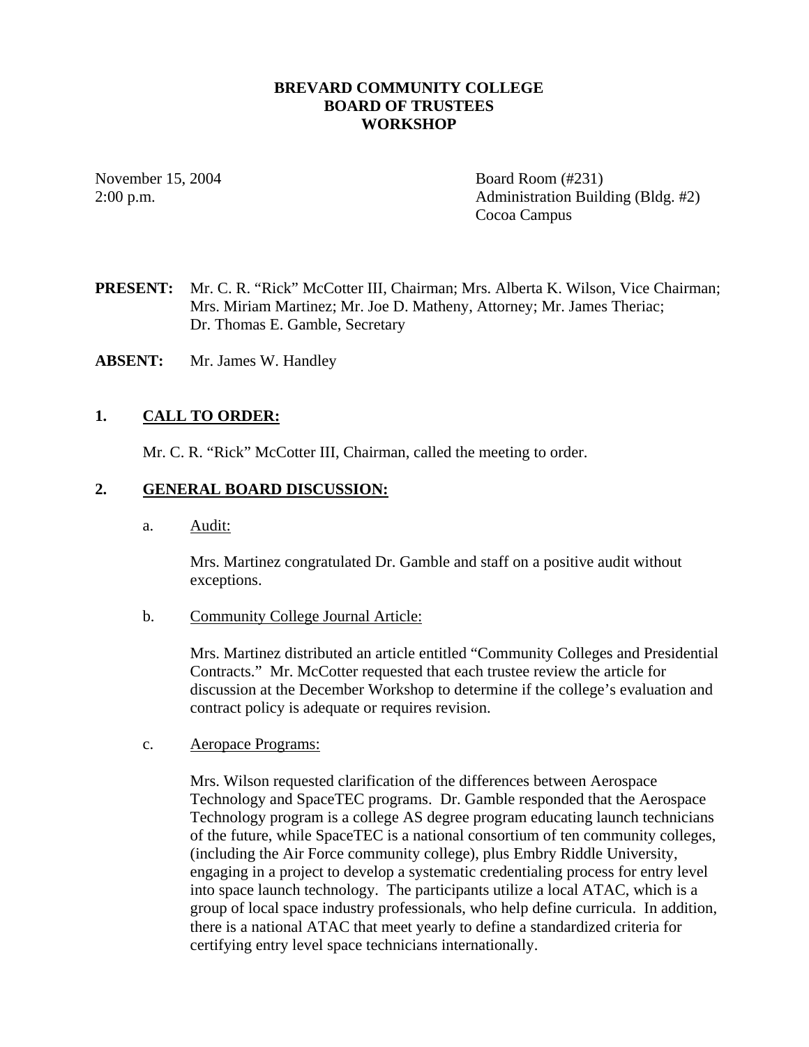**BREVARD COMMUNITY COLLEGE**
**BOARD OF TRUSTEES**
**WORKSHOP**

November 15, 2004
2:00 p.m.

Board Room (#231)
Administration Building (Bldg. #2)
Cocoa Campus

**PRESENT:** Mr. C. R. "Rick" McCotter III, Chairman; Mrs. Alberta K. Wilson, Vice Chairman; Mrs. Miriam Martinez; Mr. Joe D. Matheny, Attorney; Mr. James Theriac; Dr. Thomas E. Gamble, Secretary

**ABSENT:** Mr. James W. Handley

## 1. CALL TO ORDER:

Mr. C. R. "Rick" McCotter III, Chairman, called the meeting to order.

## 2. GENERAL BOARD DISCUSSION:

a. Audit:

Mrs. Martinez congratulated Dr. Gamble and staff on a positive audit without exceptions.

b. Community College Journal Article:

Mrs. Martinez distributed an article entitled "Community Colleges and Presidential Contracts." Mr. McCotter requested that each trustee review the article for discussion at the December Workshop to determine if the college's evaluation and contract policy is adequate or requires revision.

c. Aeropace Programs:

Mrs. Wilson requested clarification of the differences between Aerospace Technology and SpaceTEC programs. Dr. Gamble responded that the Aerospace Technology program is a college AS degree program educating launch technicians of the future, while SpaceTEC is a national consortium of ten community colleges, (including the Air Force community college), plus Embry Riddle University, engaging in a project to develop a systematic credentialing process for entry level into space launch technology. The participants utilize a local ATAC, which is a group of local space industry professionals, who help define curricula. In addition, there is a national ATAC that meet yearly to define a standardized criteria for certifying entry level space technicians internationally.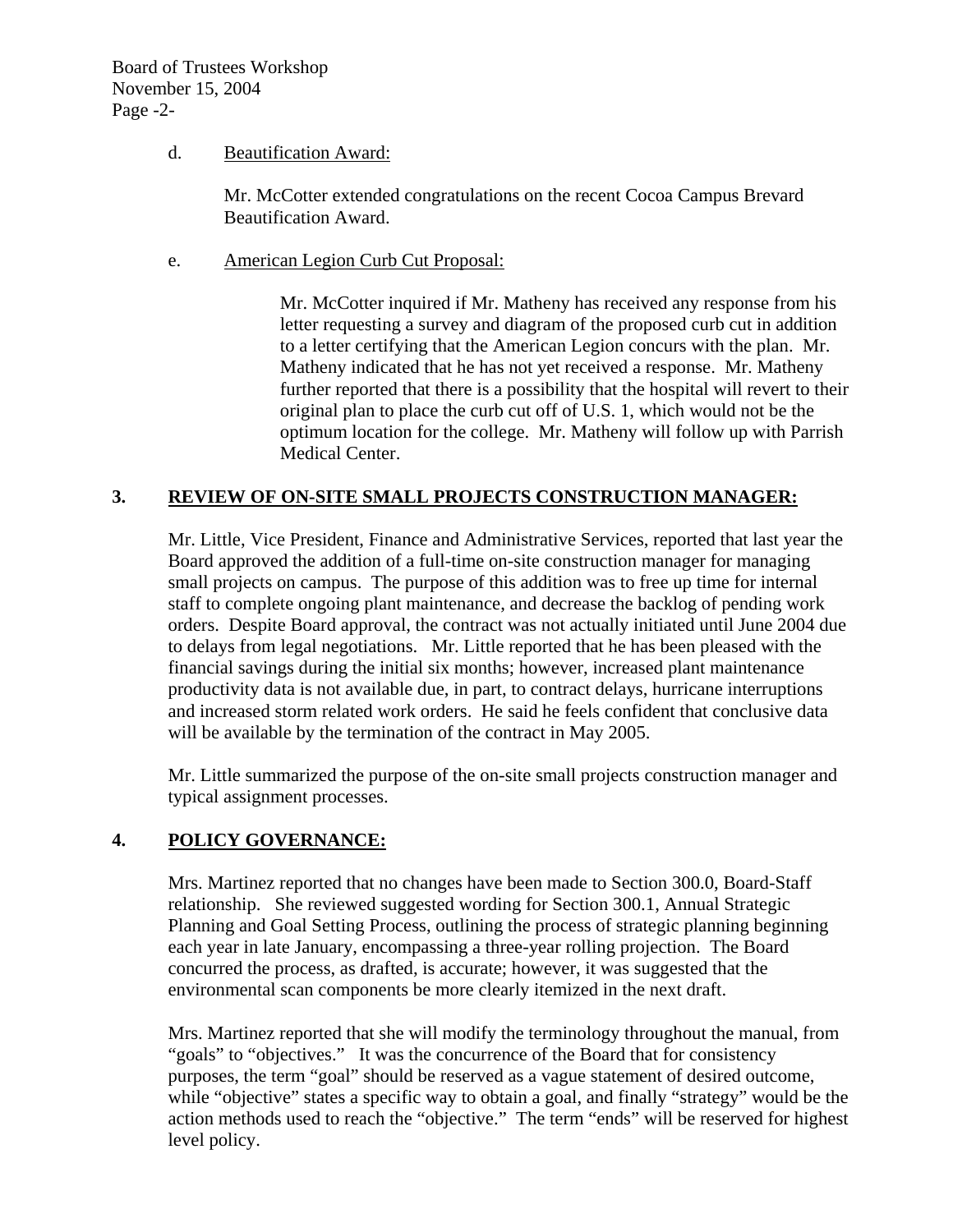d. Beautification Award:

Mr. McCotter extended congratulations on the recent Cocoa Campus Brevard Beautification Award.

e. American Legion Curb Cut Proposal:

Mr. McCotter inquired if Mr. Matheny has received any response from his letter requesting a survey and diagram of the proposed curb cut in addition to a letter certifying that the American Legion concurs with the plan. Mr. Matheny indicated that he has not yet received a response. Mr. Matheny further reported that there is a possibility that the hospital will revert to their original plan to place the curb cut off of U.S. 1, which would not be the optimum location for the college. Mr. Matheny will follow up with Parrish Medical Center.

## 3. REVIEW OF ON-SITE SMALL PROJECTS CONSTRUCTION MANAGER:

Mr. Little, Vice President, Finance and Administrative Services, reported that last year the Board approved the addition of a full-time on-site construction manager for managing small projects on campus. The purpose of this addition was to free up time for internal staff to complete ongoing plant maintenance, and decrease the backlog of pending work orders. Despite Board approval, the contract was not actually initiated until June 2004 due to delays from legal negotiations. Mr. Little reported that he has been pleased with the financial savings during the initial six months; however, increased plant maintenance productivity data is not available due, in part, to contract delays, hurricane interruptions and increased storm related work orders. He said he feels confident that conclusive data will be available by the termination of the contract in May 2005.

Mr. Little summarized the purpose of the on-site small projects construction manager and typical assignment processes.

## 4. POLICY GOVERNANCE:

Mrs. Martinez reported that no changes have been made to Section 300.0, Board-Staff relationship. She reviewed suggested wording for Section 300.1, Annual Strategic Planning and Goal Setting Process, outlining the process of strategic planning beginning each year in late January, encompassing a three-year rolling projection. The Board concurred the process, as drafted, is accurate; however, it was suggested that the environmental scan components be more clearly itemized in the next draft.

Mrs. Martinez reported that she will modify the terminology throughout the manual, from "goals" to "objectives." It was the concurrence of the Board that for consistency purposes, the term "goal" should be reserved as a vague statement of desired outcome, while "objective" states a specific way to obtain a goal, and finally "strategy" would be the action methods used to reach the "objective." The term "ends" will be reserved for highest level policy.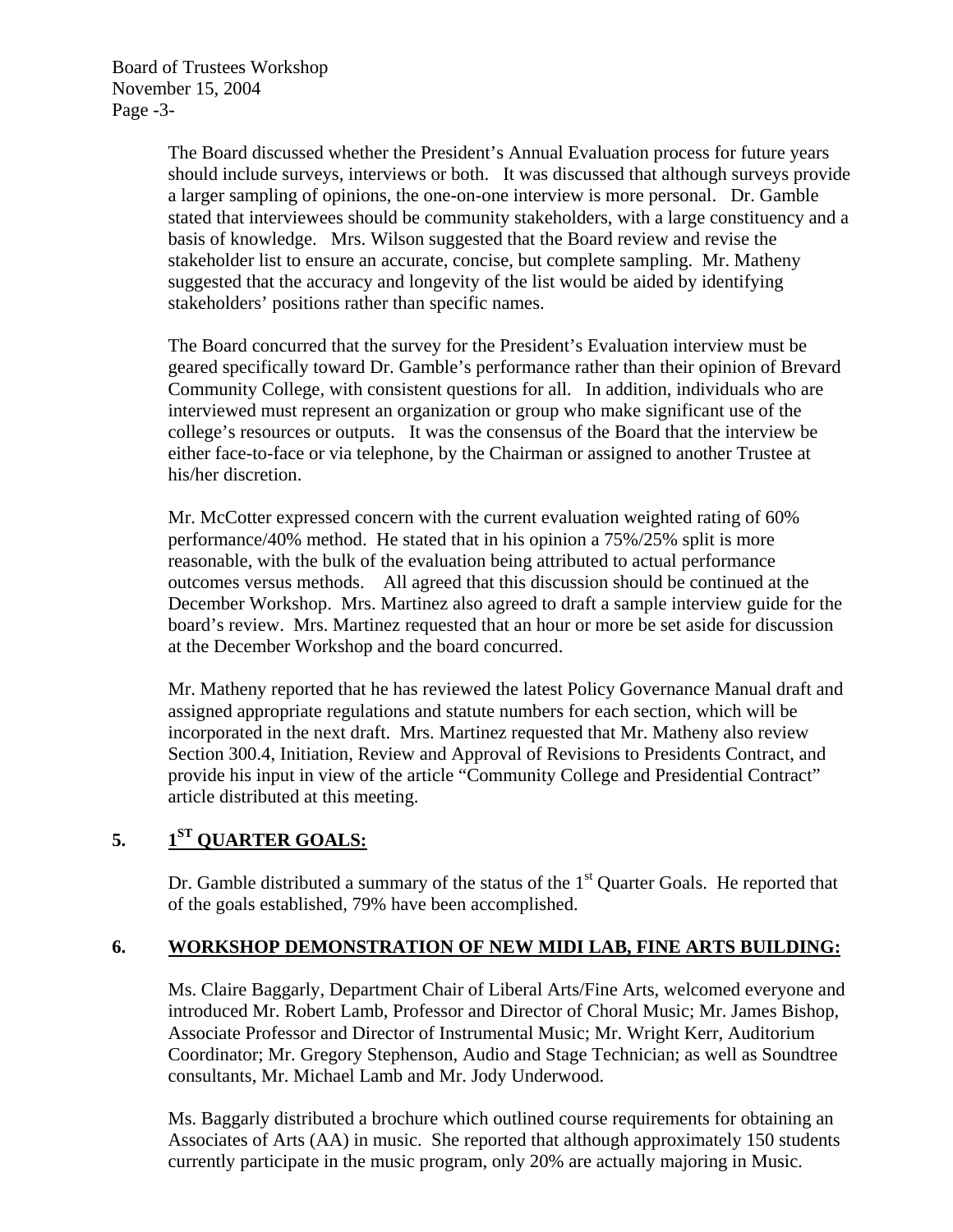The Board discussed whether the President's Annual Evaluation process for future years should include surveys, interviews or both. It was discussed that although surveys provide a larger sampling of opinions, the one-on-one interview is more personal. Dr. Gamble stated that interviewees should be community stakeholders, with a large constituency and a basis of knowledge. Mrs. Wilson suggested that the Board review and revise the stakeholder list to ensure an accurate, concise, but complete sampling. Mr. Matheny suggested that the accuracy and longevity of the list would be aided by identifying stakeholders' positions rather than specific names.

The Board concurred that the survey for the President's Evaluation interview must be geared specifically toward Dr. Gamble's performance rather than their opinion of Brevard Community College, with consistent questions for all. In addition, individuals who are interviewed must represent an organization or group who make significant use of the college's resources or outputs. It was the consensus of the Board that the interview be either face-to-face or via telephone, by the Chairman or assigned to another Trustee at his/her discretion.

Mr. McCotter expressed concern with the current evaluation weighted rating of 60% performance/40% method. He stated that in his opinion a 75%/25% split is more reasonable, with the bulk of the evaluation being attributed to actual performance outcomes versus methods. All agreed that this discussion should be continued at the December Workshop. Mrs. Martinez also agreed to draft a sample interview guide for the board's review. Mrs. Martinez requested that an hour or more be set aside for discussion at the December Workshop and the board concurred.

Mr. Matheny reported that he has reviewed the latest Policy Governance Manual draft and assigned appropriate regulations and statute numbers for each section, which will be incorporated in the next draft. Mrs. Martinez requested that Mr. Matheny also review Section 300.4, Initiation, Review and Approval of Revisions to Presidents Contract, and provide his input in view of the article "Community College and Presidential Contract" article distributed at this meeting.

## 5. 1ST QUARTER GOALS:

Dr. Gamble distributed a summary of the status of the 1st Quarter Goals. He reported that of the goals established, 79% have been accomplished.

## 6. WORKSHOP DEMONSTRATION OF NEW MIDI LAB, FINE ARTS BUILDING:

Ms. Claire Baggarly, Department Chair of Liberal Arts/Fine Arts, welcomed everyone and introduced Mr. Robert Lamb, Professor and Director of Choral Music; Mr. James Bishop, Associate Professor and Director of Instrumental Music; Mr. Wright Kerr, Auditorium Coordinator; Mr. Gregory Stephenson, Audio and Stage Technician; as well as Soundtree consultants, Mr. Michael Lamb and Mr. Jody Underwood.

Ms. Baggarly distributed a brochure which outlined course requirements for obtaining an Associates of Arts (AA) in music. She reported that although approximately 150 students currently participate in the music program, only 20% are actually majoring in Music.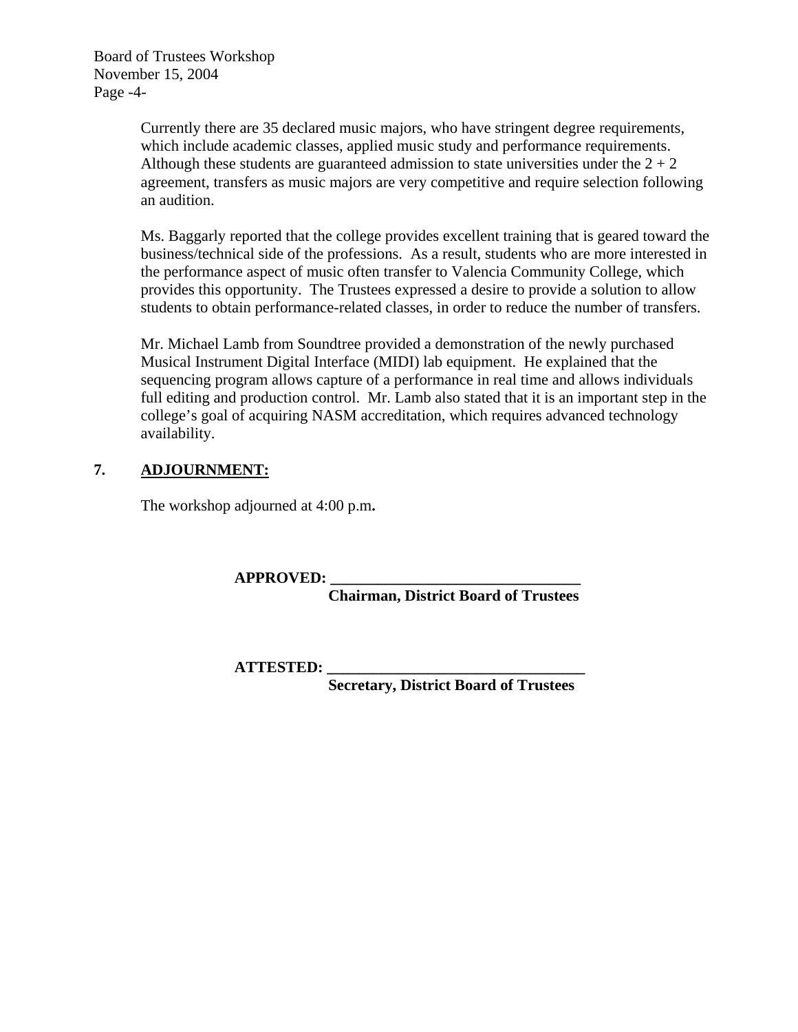Currently there are 35 declared music majors, who have stringent degree requirements, which include academic classes, applied music study and performance requirements. Although these students are guaranteed admission to state universities under the 2 + 2 agreement, transfers as music majors are very competitive and require selection following an audition.

Ms. Baggarly reported that the college provides excellent training that is geared toward the business/technical side of the professions. As a result, students who are more interested in the performance aspect of music often transfer to Valencia Community College, which provides this opportunity. The Trustees expressed a desire to provide a solution to allow students to obtain performance-related classes, in order to reduce the number of transfers.

Mr. Michael Lamb from Soundtree provided a demonstration of the newly purchased Musical Instrument Digital Interface (MIDI) lab equipment. He explained that the sequencing program allows capture of a performance in real time and allows individuals full editing and production control. Mr. Lamb also stated that it is an important step in the college's goal of acquiring NASM accreditation, which requires advanced technology availability.

**7. ADJOURNMENT:**

The workshop adjourned at 4:00 p.m.

**APPROVED: ________________________________**
**Chairman, District Board of Trustees**

**ATTESTED: ________________________________**
**Secretary, District Board of Trustees**